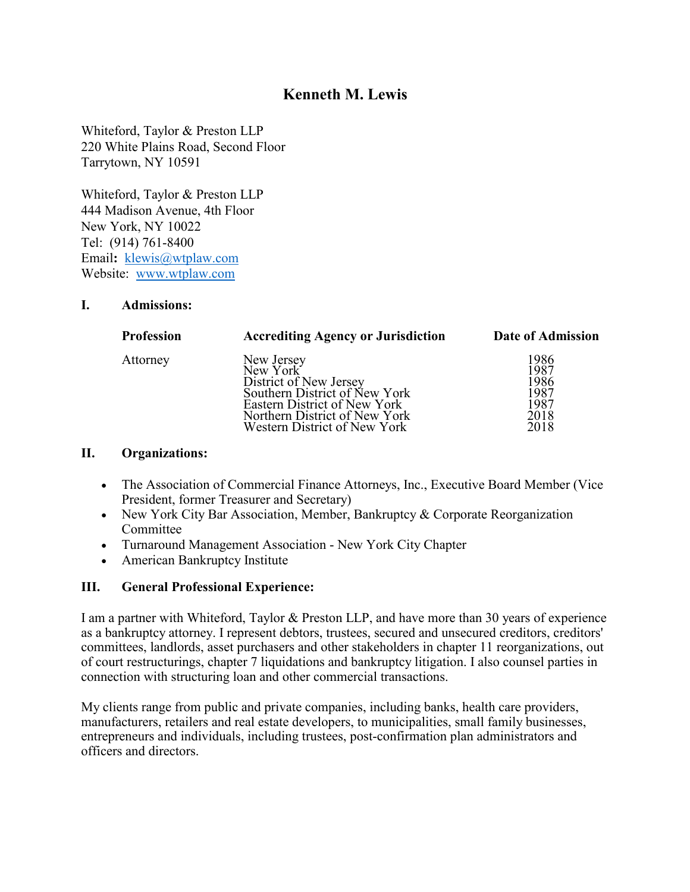# Kenneth M. Lewis

Whiteford, Taylor & Preston LLP
220 White Plains Road, Second Floor
Tarrytown, NY 10591

Whiteford, Taylor & Preston LLP
444 Madison Avenue, 4th Floor
New York, NY 10022
Tel: (914) 761-8400
Email: klewis@wtplaw.com
Website: www.wtplaw.com

## I. Admissions:

| Profession | Accrediting Agency or Jurisdiction | Date of Admission |
|---|---|---|
| Attorney | New Jersey | 1986 |
| | New York | 1987 |
| | District of New Jersey | 1986 |
| | Southern District of New York | 1987 |
| | Eastern District of New York | 1987 |
| | Northern District of New York | 2018 |
| | Western District of New York | 2018 |

## II. Organizations:

- The Association of Commercial Finance Attorneys, Inc., Executive Board Member (Vice President, former Treasurer and Secretary)
- New York City Bar Association, Member, Bankruptcy & Corporate Reorganization Committee
- Turnaround Management Association - New York City Chapter
- American Bankruptcy Institute

## III. General Professional Experience:

I am a partner with Whiteford, Taylor & Preston LLP, and have more than 30 years of experience as a bankruptcy attorney. I represent debtors, trustees, secured and unsecured creditors, creditors' committees, landlords, asset purchasers and other stakeholders in chapter 11 reorganizations, out of court restructurings, chapter 7 liquidations and bankruptcy litigation. I also counsel parties in connection with structuring loan and other commercial transactions.

My clients range from public and private companies, including banks, health care providers, manufacturers, retailers and real estate developers, to municipalities, small family businesses, entrepreneurs and individuals, including trustees, post-confirmation plan administrators and officers and directors.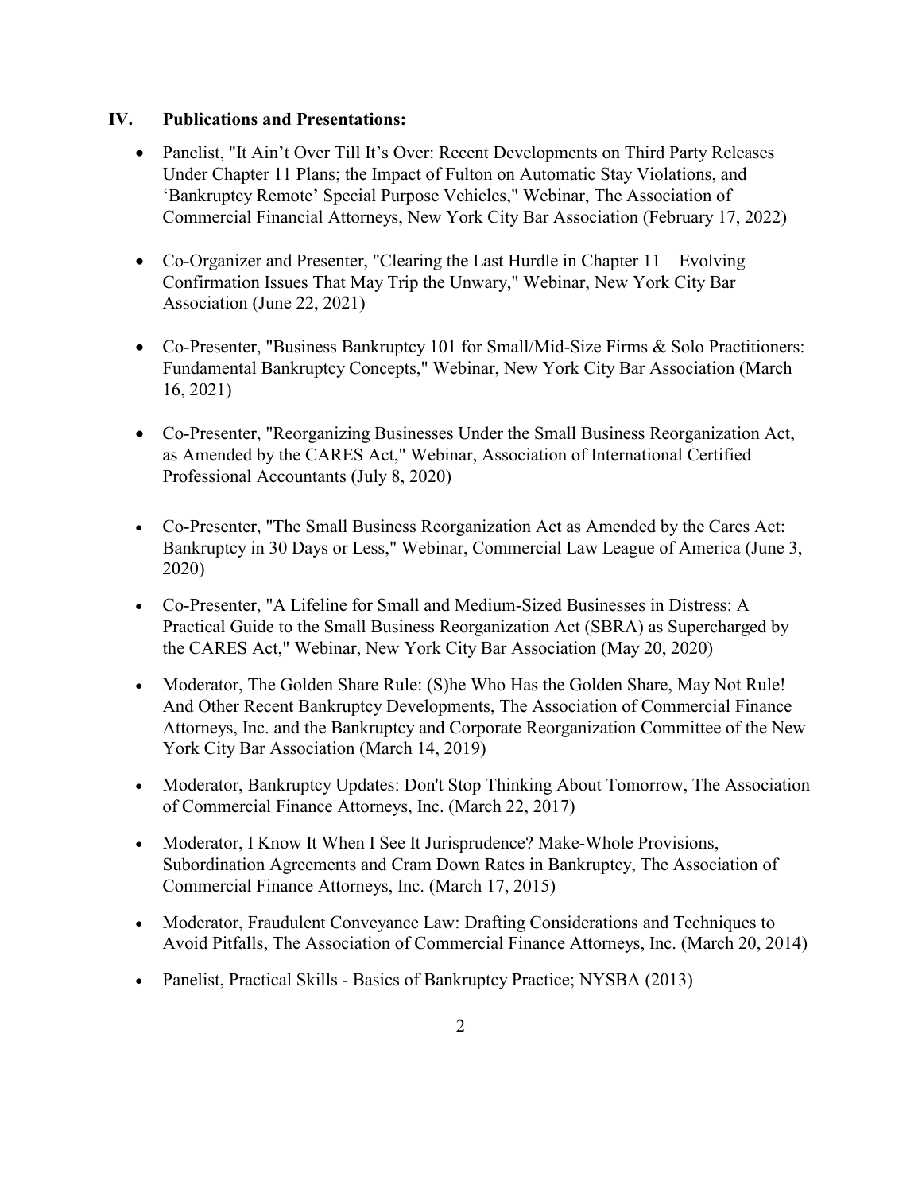## IV. Publications and Presentations:

- Panelist, "It Ain't Over Till It's Over: Recent Developments on Third Party Releases Under Chapter 11 Plans; the Impact of Fulton on Automatic Stay Violations, and 'Bankruptcy Remote' Special Purpose Vehicles," Webinar, The Association of Commercial Financial Attorneys, New York City Bar Association (February 17, 2022)

- Co-Organizer and Presenter, "Clearing the Last Hurdle in Chapter 11 – Evolving Confirmation Issues That May Trip the Unwary," Webinar, New York City Bar Association (June 22, 2021)

- Co-Presenter, "Business Bankruptcy 101 for Small/Mid-Size Firms & Solo Practitioners: Fundamental Bankruptcy Concepts," Webinar, New York City Bar Association (March 16, 2021)

- Co-Presenter, "Reorganizing Businesses Under the Small Business Reorganization Act, as Amended by the CARES Act," Webinar, Association of International Certified Professional Accountants (July 8, 2020)

- Co-Presenter, "The Small Business Reorganization Act as Amended by the Cares Act: Bankruptcy in 30 Days or Less," Webinar, Commercial Law League of America (June 3, 2020)

- Co-Presenter, "A Lifeline for Small and Medium-Sized Businesses in Distress: A Practical Guide to the Small Business Reorganization Act (SBRA) as Supercharged by the CARES Act," Webinar, New York City Bar Association (May 20, 2020)

- Moderator, The Golden Share Rule: (S)he Who Has the Golden Share, May Not Rule! And Other Recent Bankruptcy Developments, The Association of Commercial Finance Attorneys, Inc. and the Bankruptcy and Corporate Reorganization Committee of the New York City Bar Association (March 14, 2019)

- Moderator, Bankruptcy Updates: Don't Stop Thinking About Tomorrow, The Association of Commercial Finance Attorneys, Inc. (March 22, 2017)

- Moderator, I Know It When I See It Jurisprudence? Make-Whole Provisions, Subordination Agreements and Cram Down Rates in Bankruptcy, The Association of Commercial Finance Attorneys, Inc. (March 17, 2015)

- Moderator, Fraudulent Conveyance Law: Drafting Considerations and Techniques to Avoid Pitfalls, The Association of Commercial Finance Attorneys, Inc. (March 20, 2014)

- Panelist, Practical Skills - Basics of Bankruptcy Practice; NYSBA (2013)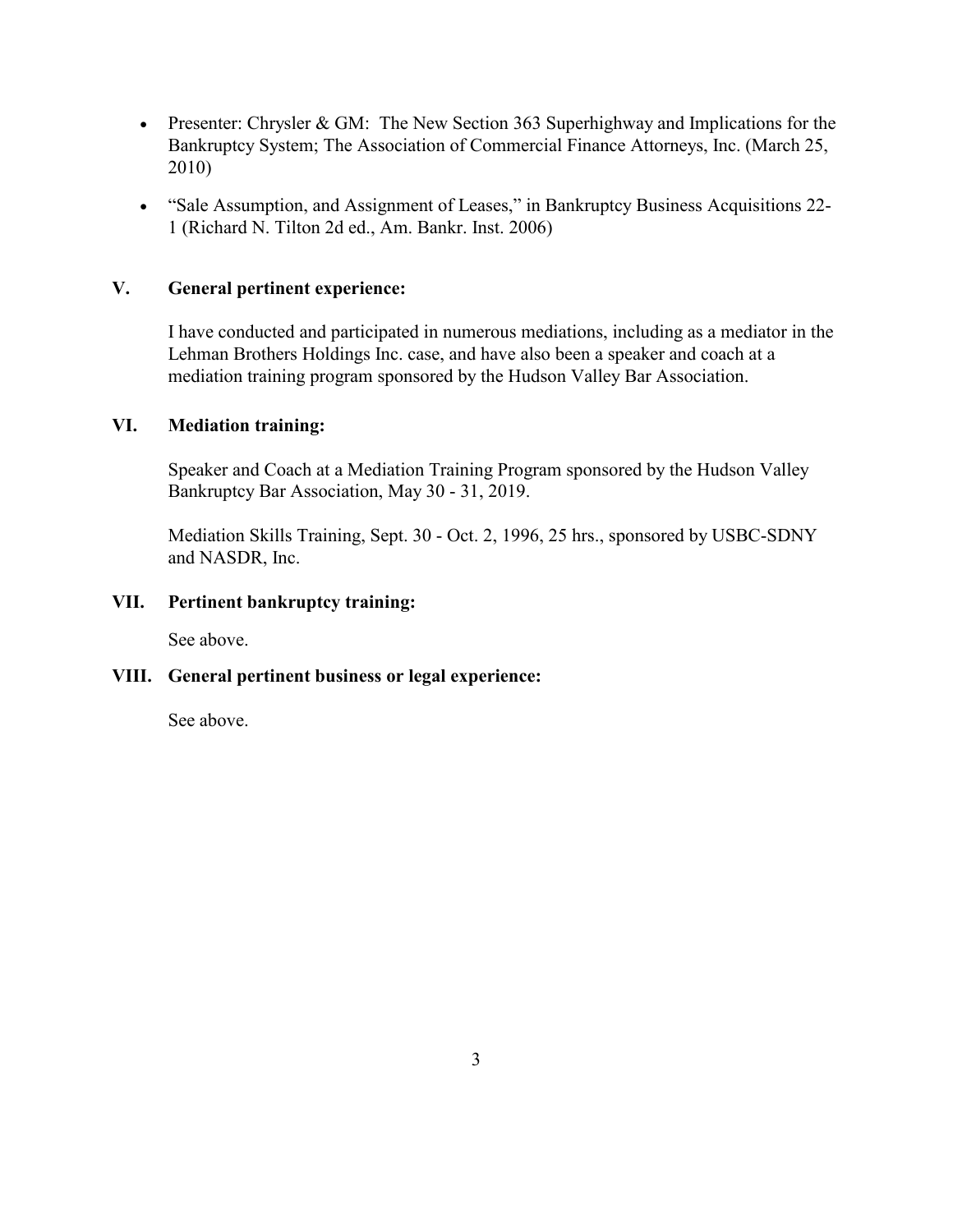- Presenter: Chrysler & GM: The New Section 363 Superhighway and Implications for the Bankruptcy System; The Association of Commercial Finance Attorneys, Inc. (March 25, 2010)

- "Sale Assumption, and Assignment of Leases," in Bankruptcy Business Acquisitions 22-1 (Richard N. Tilton 2d ed., Am. Bankr. Inst. 2006)

## V. General pertinent experience:

I have conducted and participated in numerous mediations, including as a mediator in the Lehman Brothers Holdings Inc. case, and have also been a speaker and coach at a mediation training program sponsored by the Hudson Valley Bar Association.

## VI. Mediation training:

Speaker and Coach at a Mediation Training Program sponsored by the Hudson Valley Bankruptcy Bar Association, May 30 - 31, 2019.

Mediation Skills Training, Sept. 30 - Oct. 2, 1996, 25 hrs., sponsored by USBC-SDNY and NASDR, Inc.

## VII. Pertinent bankruptcy training:

See above.

## VIII. General pertinent business or legal experience:

See above.